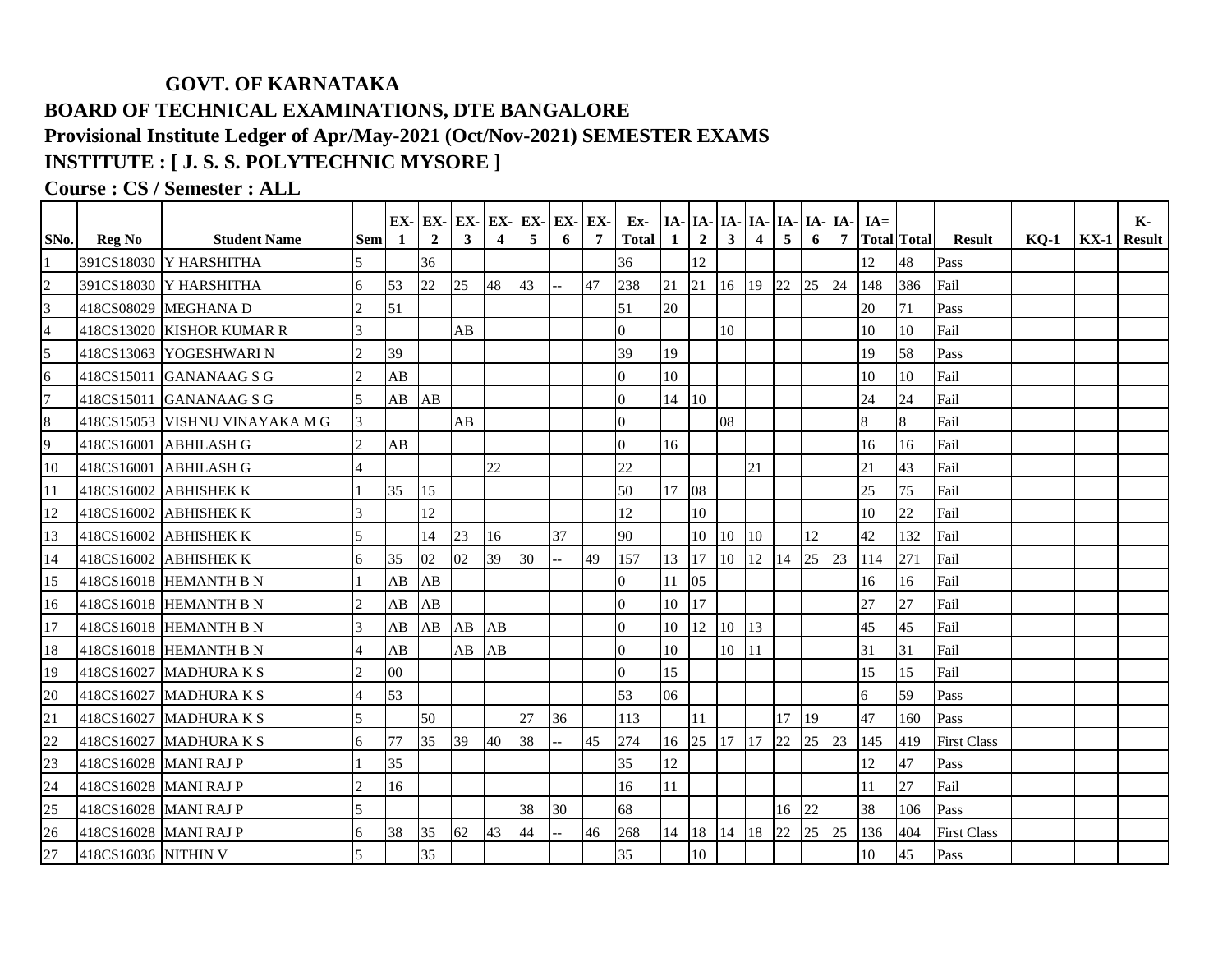**GOVT. OF KARNATAKA**

**BOARD OF TECHNICAL EXAMINATIONS, DTE BANGALORE**

**Provisional Institute Ledger of Apr/May-2021 (Oct/Nov-2021) SEMESTER EXAMS**

**INSTITUTE : [ J. S. S. POLYTECHNIC MYSORE ]**

**Course : CS / Semester : ALL**

| SNo. | Reg No | Student Name | Sem | EX-1 | EX-2 | EX-3 | EX-4 | EX-5 | EX-6 | EX-7 | Ex-Total | IA-1 | IA-2 | IA-3 | IA-4 | IA-5 | IA-6 | IA-7 | IA=Total | Total | Result | KQ-1 | KX-1 | K-Result |
|---|---|---|---|---|---|---|---|---|---|---|---|---|---|---|---|---|---|---|---|---|---|---|---|---|
| 1 | 391CS18030 | Y HARSHITHA | 5 | | 36 | | | | | | 36 | | 12 | | | | | | 12 | 48 | Pass | | | |
| 2 | 391CS18030 | Y HARSHITHA | 6 | 53 | 22 | 25 | 48 | 43 | -- | 47 | 238 | 21 | 21 | 16 | 19 | 22 | 25 | 24 | 148 | 386 | Fail | | | |
| 3 | 418CS08029 | MEGHANA D | 2 | 51 | | | | | | | 51 | 20 | | | | | | | 20 | 71 | Pass | | | |
| 4 | 418CS13020 | KISHOR KUMAR R | 3 | | | AB | | | | | 0 | | | 10 | | | | | 10 | 10 | Fail | | | |
| 5 | 418CS13063 | YOGESHWARI N | 2 | 39 | | | | | | | 39 | 19 | | | | | | | 19 | 58 | Pass | | | |
| 6 | 418CS15011 | GANANAAG S G | 2 | AB | | | | | | | 0 | 10 | | | | | | | 10 | 10 | Fail | | | |
| 7 | 418CS15011 | GANANAAG S G | 5 | AB | AB | | | | | | 0 | 14 | 10 | | | | | | 24 | 24 | Fail | | | |
| 8 | 418CS15053 | VISHNU VINAYAKA M G | 3 | | | AB | | | | | 0 | | | 08 | | | | | 8 | 8 | Fail | | | |
| 9 | 418CS16001 | ABHILASH G | 2 | AB | | | | | | | 0 | 16 | | | | | | | 16 | 16 | Fail | | | |
| 10 | 418CS16001 | ABHILASH G | 4 | | | | 22 | | | | 22 | | | | 21 | | | | 21 | 43 | Fail | | | |
| 11 | 418CS16002 | ABHISHEK K | 1 | 35 | 15 | | | | | | 50 | 17 | 08 | | | | | | 25 | 75 | Fail | | | |
| 12 | 418CS16002 | ABHISHEK K | 3 | | 12 | | | | | | 12 | | 10 | | | | | | 10 | 22 | Fail | | | |
| 13 | 418CS16002 | ABHISHEK K | 5 | | 14 | 23 | 16 | | 37 | | 90 | | 10 | 10 | 10 | | 12 | | 42 | 132 | Fail | | | |
| 14 | 418CS16002 | ABHISHEK K | 6 | 35 | 02 | 02 | 39 | 30 | -- | 49 | 157 | 13 | 17 | 10 | 12 | 14 | 25 | 23 | 114 | 271 | Fail | | | |
| 15 | 418CS16018 | HEMANTH B N | 1 | AB | AB | | | | | | 0 | 11 | 05 | | | | | | 16 | 16 | Fail | | | |
| 16 | 418CS16018 | HEMANTH B N | 2 | AB | AB | | | | | | 0 | 10 | 17 | | | | | | 27 | 27 | Fail | | | |
| 17 | 418CS16018 | HEMANTH B N | 3 | AB | AB | AB | AB | | | | 0 | 10 | 12 | 10 | 13 | | | | 45 | 45 | Fail | | | |
| 18 | 418CS16018 | HEMANTH B N | 4 | AB | | AB | AB | | | | 0 | 10 | | 10 | 11 | | | | 31 | 31 | Fail | | | |
| 19 | 418CS16027 | MADHURA K S | 2 | 00 | | | | | | | 0 | 15 | | | | | | | 15 | 15 | Fail | | | |
| 20 | 418CS16027 | MADHURA K S | 4 | 53 | | | | | | | 53 | 06 | | | | | | | 6 | 59 | Pass | | | |
| 21 | 418CS16027 | MADHURA K S | 5 | | 50 | | | 27 | 36 | | 113 | | 11 | | | 17 | 19 | | 47 | 160 | Pass | | | |
| 22 | 418CS16027 | MADHURA K S | 6 | 77 | 35 | 39 | 40 | 38 | -- | 45 | 274 | 16 | 25 | 17 | 17 | 22 | 25 | 23 | 145 | 419 | First Class | | | |
| 23 | 418CS16028 | MANI RAJ P | 1 | 35 | | | | | | | 35 | 12 | | | | | | | 12 | 47 | Pass | | | |
| 24 | 418CS16028 | MANI RAJ P | 2 | 16 | | | | | | | 16 | 11 | | | | | | | 11 | 27 | Fail | | | |
| 25 | 418CS16028 | MANI RAJ P | 5 | | | | | 38 | 30 | | 68 | | | | | 16 | 22 | | 38 | 106 | Pass | | | |
| 26 | 418CS16028 | MANI RAJ P | 6 | 38 | 35 | 62 | 43 | 44 | -- | 46 | 268 | 14 | 18 | 14 | 18 | 22 | 25 | 25 | 136 | 404 | First Class | | | |
| 27 | 418CS16036 | NITHIN V | 5 | | 35 | | | | | | 35 | | 10 | | | | | | 10 | 45 | Pass | | | |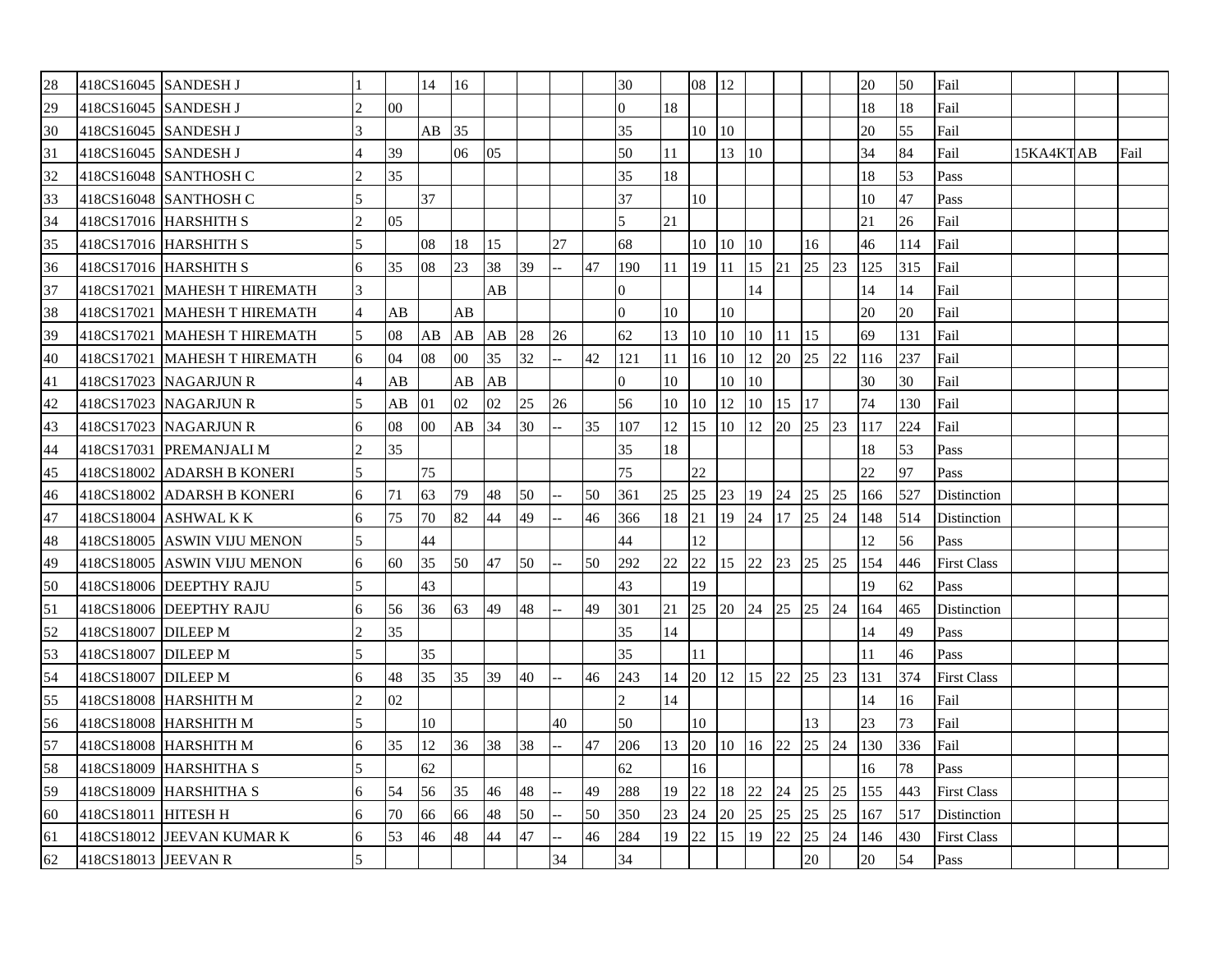| | | | | | | | | | | | | | | | | | | | | | | | | |
|---|---|---|---|---|---|---|---|---|---|---|---|---|---|---|---|---|---|---|---|---|---|---|---|---|
| 28 | 418CS16045 | SANDESH J | 1 | | 14 | 16 | | | | | 30 | | 08 | 12 | | | | | 20 | 50 | Fail | | | |
| 29 | 418CS16045 | SANDESH J | 2 | 00 | | | | | | | 0 | 18 | | | | | | | 18 | 18 | Fail | | | |
| 30 | 418CS16045 | SANDESH J | 3 | | AB | 35 | | | | | 35 | | 10 | 10 | | | | | 20 | 55 | Fail | | | |
| 31 | 418CS16045 | SANDESH J | 4 | 39 | | 06 | 05 | | | | 50 | 11 | | 13 | 10 | | | | 34 | 84 | Fail | 15KA4KT | AB | Fail |
| 32 | 418CS16048 | SANTHOSH C | 2 | 35 | | | | | | | 35 | 18 | | | | | | | 18 | 53 | Pass | | | |
| 33 | 418CS16048 | SANTHOSH C | 5 | | 37 | | | | | | 37 | | 10 | | | | | | 10 | 47 | Pass | | | |
| 34 | 418CS17016 | HARSHITH S | 2 | 05 | | | | | | | 5 | 21 | | | | | | | 21 | 26 | Fail | | | |
| 35 | 418CS17016 | HARSHITH S | 5 | | 08 | 18 | 15 | | 27 | | 68 | | 10 | 10 | 10 | | 16 | | 46 | 114 | Fail | | | |
| 36 | 418CS17016 | HARSHITH S | 6 | 35 | 08 | 23 | 38 | 39 | -- | 47 | 190 | 11 | 19 | 11 | 15 | 21 | 25 | 23 | 125 | 315 | Fail | | | |
| 37 | 418CS17021 | MAHESH T HIREMATH | 3 | | | | AB | | | | 0 | | | | 14 | | | | 14 | 14 | Fail | | | |
| 38 | 418CS17021 | MAHESH T HIREMATH | 4 | AB | | AB | | | | | 0 | 10 | | 10 | | | | | 20 | 20 | Fail | | | |
| 39 | 418CS17021 | MAHESH T HIREMATH | 5 | 08 | AB | AB | AB | 28 | 26 | | 62 | 13 | 10 | 10 | 10 | 11 | 15 | | 69 | 131 | Fail | | | |
| 40 | 418CS17021 | MAHESH T HIREMATH | 6 | 04 | 08 | 00 | 35 | 32 | -- | 42 | 121 | 11 | 16 | 10 | 12 | 20 | 25 | 22 | 116 | 237 | Fail | | | |
| 41 | 418CS17023 | NAGARJUN R | 4 | AB | | AB | AB | | | | 0 | 10 | | 10 | 10 | | | | 30 | 30 | Fail | | | |
| 42 | 418CS17023 | NAGARJUN R | 5 | AB | 01 | 02 | 02 | 25 | 26 | | 56 | 10 | 10 | 12 | 10 | 15 | 17 | | 74 | 130 | Fail | | | |
| 43 | 418CS17023 | NAGARJUN R | 6 | 08 | 00 | AB | 34 | 30 | -- | 35 | 107 | 12 | 15 | 10 | 12 | 20 | 25 | 23 | 117 | 224 | Fail | | | |
| 44 | 418CS17031 | PREMANJALI M | 2 | 35 | | | | | | | 35 | 18 | | | | | | | 18 | 53 | Pass | | | |
| 45 | 418CS18002 | ADARSH B KONERI | 5 | | 75 | | | | | | 75 | | 22 | | | | | | 22 | 97 | Pass | | | |
| 46 | 418CS18002 | ADARSH B KONERI | 6 | 71 | 63 | 79 | 48 | 50 | -- | 50 | 361 | 25 | 25 | 23 | 19 | 24 | 25 | 25 | 166 | 527 | Distinction | | | |
| 47 | 418CS18004 | ASHWAL K K | 6 | 75 | 70 | 82 | 44 | 49 | -- | 46 | 366 | 18 | 21 | 19 | 24 | 17 | 25 | 24 | 148 | 514 | Distinction | | | |
| 48 | 418CS18005 | ASWIN VIJU MENON | 5 | | 44 | | | | | | 44 | | 12 | | | | | | 12 | 56 | Pass | | | |
| 49 | 418CS18005 | ASWIN VIJU MENON | 6 | 60 | 35 | 50 | 47 | 50 | -- | 50 | 292 | 22 | 22 | 15 | 22 | 23 | 25 | 25 | 154 | 446 | First Class | | | |
| 50 | 418CS18006 | DEEPTHY RAJU | 5 | | 43 | | | | | | 43 | | 19 | | | | | | 19 | 62 | Pass | | | |
| 51 | 418CS18006 | DEEPTHY RAJU | 6 | 56 | 36 | 63 | 49 | 48 | -- | 49 | 301 | 21 | 25 | 20 | 24 | 25 | 25 | 24 | 164 | 465 | Distinction | | | |
| 52 | 418CS18007 | DILEEP M | 2 | 35 | | | | | | | 35 | 14 | | | | | | | 14 | 49 | Pass | | | |
| 53 | 418CS18007 | DILEEP M | 5 | | 35 | | | | | | 35 | | 11 | | | | | | 11 | 46 | Pass | | | |
| 54 | 418CS18007 | DILEEP M | 6 | 48 | 35 | 35 | 39 | 40 | -- | 46 | 243 | 14 | 20 | 12 | 15 | 22 | 25 | 23 | 131 | 374 | First Class | | | |
| 55 | 418CS18008 | HARSHITH M | 2 | 02 | | | | | | | 2 | 14 | | | | | | | 14 | 16 | Fail | | | |
| 56 | 418CS18008 | HARSHITH M | 5 | | 10 | | | | 40 | | 50 | | 10 | | | | 13 | | 23 | 73 | Fail | | | |
| 57 | 418CS18008 | HARSHITH M | 6 | 35 | 12 | 36 | 38 | 38 | -- | 47 | 206 | 13 | 20 | 10 | 16 | 22 | 25 | 24 | 130 | 336 | Fail | | | |
| 58 | 418CS18009 | HARSHITHA S | 5 | | 62 | | | | | | 62 | | 16 | | | | | | 16 | 78 | Pass | | | |
| 59 | 418CS18009 | HARSHITHA S | 6 | 54 | 56 | 35 | 46 | 48 | -- | 49 | 288 | 19 | 22 | 18 | 22 | 24 | 25 | 25 | 155 | 443 | First Class | | | |
| 60 | 418CS18011 | HITESH H | 6 | 70 | 66 | 66 | 48 | 50 | -- | 50 | 350 | 23 | 24 | 20 | 25 | 25 | 25 | 25 | 167 | 517 | Distinction | | | |
| 61 | 418CS18012 | JEEVAN KUMAR K | 6 | 53 | 46 | 48 | 44 | 47 | -- | 46 | 284 | 19 | 22 | 15 | 19 | 22 | 25 | 24 | 146 | 430 | First Class | | | |
| 62 | 418CS18013 | JEEVAN R | 5 | | | | | | 34 | | 34 | | | | | | 20 | | 20 | 54 | Pass | | | |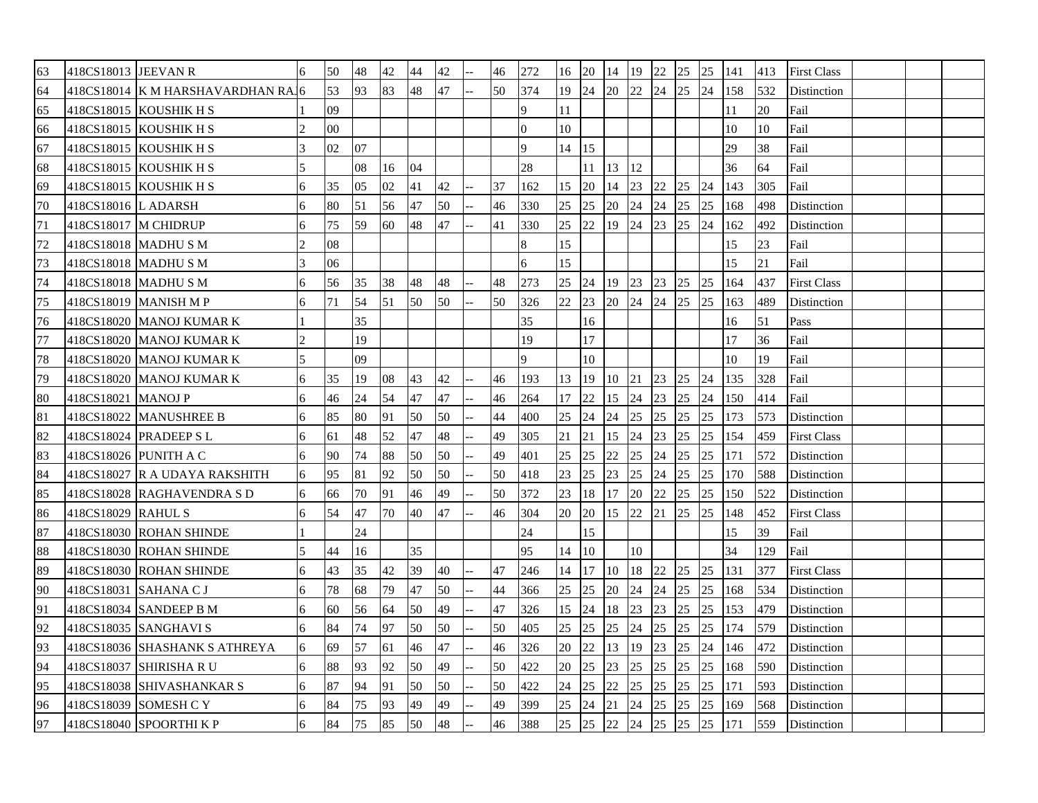| | | | | | | | | | | | | | | | | | | | | | | | | |
|---|---|---|---|---|---|---|---|---|---|---|---|---|---|---|---|---|---|---|---|---|---|---|---|---|
| 63 | 418CS18013 | JEEVAN R | 6 | 50 | 48 | 42 | 44 | 42 | -- | 46 | 272 | 16 | 20 | 14 | 19 | 22 | 25 | 25 | 141 | 413 | First Class | | | |
| 64 | 418CS18014 | K M HARSHAVARDHAN RA | 6 | 53 | 93 | 83 | 48 | 47 | -- | 50 | 374 | 19 | 24 | 20 | 22 | 24 | 25 | 24 | 158 | 532 | Distinction | | | |
| 65 | 418CS18015 | KOUSHIK H S | 1 | 09 | | | | | | | 9 | 11 | | | | | | | 11 | 20 | Fail | | | |
| 66 | 418CS18015 | KOUSHIK H S | 2 | 00 | | | | | | | 0 | 10 | | | | | | | 10 | 10 | Fail | | | |
| 67 | 418CS18015 | KOUSHIK H S | 3 | 02 | 07 | | | | | | 9 | 14 | 15 | | | | | | 29 | 38 | Fail | | | |
| 68 | 418CS18015 | KOUSHIK H S | 5 | | 08 | 16 | 04 | | | | 28 | | 11 | 13 | 12 | | | | 36 | 64 | Fail | | | |
| 69 | 418CS18015 | KOUSHIK H S | 6 | 35 | 05 | 02 | 41 | 42 | -- | 37 | 162 | 15 | 20 | 14 | 23 | 22 | 25 | 24 | 143 | 305 | Fail | | | |
| 70 | 418CS18016 | L ADARSH | 6 | 80 | 51 | 56 | 47 | 50 | -- | 46 | 330 | 25 | 25 | 20 | 24 | 24 | 25 | 25 | 168 | 498 | Distinction | | | |
| 71 | 418CS18017 | M CHIDRUP | 6 | 75 | 59 | 60 | 48 | 47 | -- | 41 | 330 | 25 | 22 | 19 | 24 | 23 | 25 | 24 | 162 | 492 | Distinction | | | |
| 72 | 418CS18018 | MADHU S M | 2 | 08 | | | | | | | 8 | 15 | | | | | | | 15 | 23 | Fail | | | |
| 73 | 418CS18018 | MADHU S M | 3 | 06 | | | | | | | 6 | 15 | | | | | | | 15 | 21 | Fail | | | |
| 74 | 418CS18018 | MADHU S M | 6 | 56 | 35 | 38 | 48 | 48 | -- | 48 | 273 | 25 | 24 | 19 | 23 | 23 | 25 | 25 | 164 | 437 | First Class | | | |
| 75 | 418CS18019 | MANISH M P | 6 | 71 | 54 | 51 | 50 | 50 | -- | 50 | 326 | 22 | 23 | 20 | 24 | 24 | 25 | 25 | 163 | 489 | Distinction | | | |
| 76 | 418CS18020 | MANOJ KUMAR K | 1 | | 35 | | | | | | 35 | | 16 | | | | | | 16 | 51 | Pass | | | |
| 77 | 418CS18020 | MANOJ KUMAR K | 2 | | 19 | | | | | | 19 | | 17 | | | | | | 17 | 36 | Fail | | | |
| 78 | 418CS18020 | MANOJ KUMAR K | 5 | | 09 | | | | | | 9 | | 10 | | | | | | 10 | 19 | Fail | | | |
| 79 | 418CS18020 | MANOJ KUMAR K | 6 | 35 | 19 | 08 | 43 | 42 | -- | 46 | 193 | 13 | 19 | 10 | 21 | 23 | 25 | 24 | 135 | 328 | Fail | | | |
| 80 | 418CS18021 | MANOJ P | 6 | 46 | 24 | 54 | 47 | 47 | -- | 46 | 264 | 17 | 22 | 15 | 24 | 23 | 25 | 24 | 150 | 414 | Fail | | | |
| 81 | 418CS18022 | MANUSHREE B | 6 | 85 | 80 | 91 | 50 | 50 | -- | 44 | 400 | 25 | 24 | 24 | 25 | 25 | 25 | 25 | 173 | 573 | Distinction | | | |
| 82 | 418CS18024 | PRADEEP S L | 6 | 61 | 48 | 52 | 47 | 48 | -- | 49 | 305 | 21 | 21 | 15 | 24 | 23 | 25 | 25 | 154 | 459 | First Class | | | |
| 83 | 418CS18026 | PUNITH A C | 6 | 90 | 74 | 88 | 50 | 50 | -- | 49 | 401 | 25 | 25 | 22 | 25 | 24 | 25 | 25 | 171 | 572 | Distinction | | | |
| 84 | 418CS18027 | R A UDAYA RAKSHITH | 6 | 95 | 81 | 92 | 50 | 50 | -- | 50 | 418 | 23 | 25 | 23 | 25 | 24 | 25 | 25 | 170 | 588 | Distinction | | | |
| 85 | 418CS18028 | RAGHAVENDRA S D | 6 | 66 | 70 | 91 | 46 | 49 | -- | 50 | 372 | 23 | 18 | 17 | 20 | 22 | 25 | 25 | 150 | 522 | Distinction | | | |
| 86 | 418CS18029 | RAHUL S | 6 | 54 | 47 | 70 | 40 | 47 | -- | 46 | 304 | 20 | 20 | 15 | 22 | 21 | 25 | 25 | 148 | 452 | First Class | | | |
| 87 | 418CS18030 | ROHAN SHINDE | 1 | | 24 | | | | | | 24 | | 15 | | | | | | 15 | 39 | Fail | | | |
| 88 | 418CS18030 | ROHAN SHINDE | 5 | 44 | 16 | | 35 | | | | 95 | 14 | 10 | | 10 | | | | 34 | 129 | Fail | | | |
| 89 | 418CS18030 | ROHAN SHINDE | 6 | 43 | 35 | 42 | 39 | 40 | -- | 47 | 246 | 14 | 17 | 10 | 18 | 22 | 25 | 25 | 131 | 377 | First Class | | | |
| 90 | 418CS18031 | SAHANA C J | 6 | 78 | 68 | 79 | 47 | 50 | -- | 44 | 366 | 25 | 25 | 20 | 24 | 24 | 25 | 25 | 168 | 534 | Distinction | | | |
| 91 | 418CS18034 | SANDEEP B M | 6 | 60 | 56 | 64 | 50 | 49 | -- | 47 | 326 | 15 | 24 | 18 | 23 | 23 | 25 | 25 | 153 | 479 | Distinction | | | |
| 92 | 418CS18035 | SANGHAVI S | 6 | 84 | 74 | 97 | 50 | 50 | -- | 50 | 405 | 25 | 25 | 25 | 24 | 25 | 25 | 25 | 174 | 579 | Distinction | | | |
| 93 | 418CS18036 | SHASHANK S ATHREYA | 6 | 69 | 57 | 61 | 46 | 47 | -- | 46 | 326 | 20 | 22 | 13 | 19 | 23 | 25 | 24 | 146 | 472 | Distinction | | | |
| 94 | 418CS18037 | SHIRISHA R U | 6 | 88 | 93 | 92 | 50 | 49 | -- | 50 | 422 | 20 | 25 | 23 | 25 | 25 | 25 | 25 | 168 | 590 | Distinction | | | |
| 95 | 418CS18038 | SHIVASHANKAR S | 6 | 87 | 94 | 91 | 50 | 50 | -- | 50 | 422 | 24 | 25 | 22 | 25 | 25 | 25 | 25 | 171 | 593 | Distinction | | | |
| 96 | 418CS18039 | SOMESH C Y | 6 | 84 | 75 | 93 | 49 | 49 | -- | 49 | 399 | 25 | 24 | 21 | 24 | 25 | 25 | 25 | 169 | 568 | Distinction | | | |
| 97 | 418CS18040 | SPOORTHI K P | 6 | 84 | 75 | 85 | 50 | 48 | -- | 46 | 388 | 25 | 25 | 22 | 24 | 25 | 25 | 25 | 171 | 559 | Distinction | | | |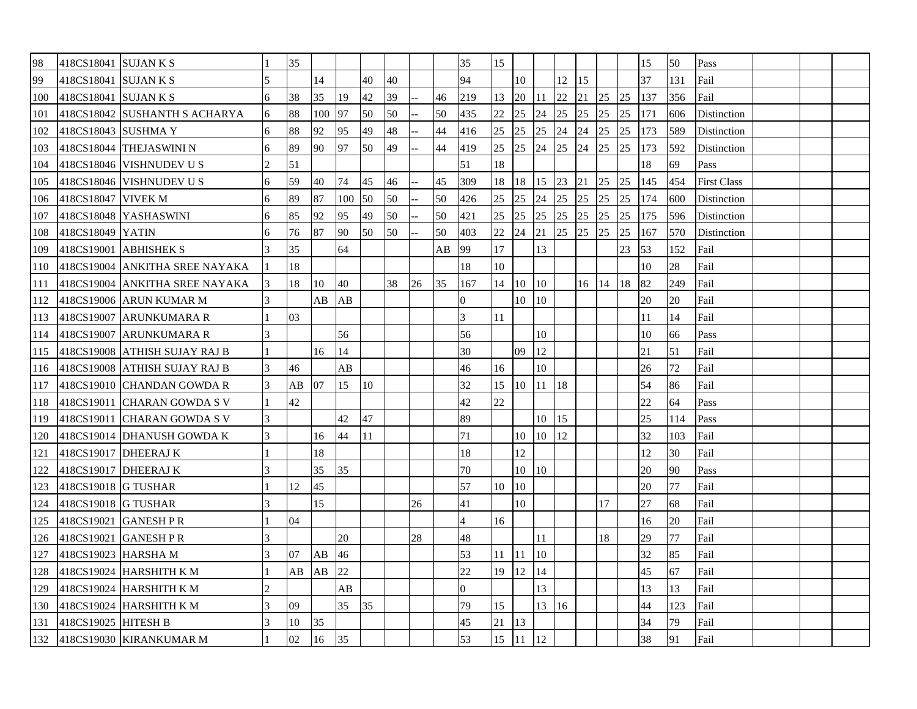| | | | | | | | | | | | | | | | | | | | | | | | | |
|---|---|---|---|---|---|---|---|---|---|---|---|---|---|---|---|---|---|---|---|---|---|---|---|---|
| 98 | 418CS18041 | SUJAN K S | 1 | 35 | | | | | | | 35 | 15 | | | | | | | 15 | 50 | Pass | | | |
| 99 | 418CS18041 | SUJAN K S | 5 | | 14 | | 40 | 40 | | | 94 | | 10 | | 12 | 15 | | | 37 | 131 | Fail | | | |
| 100 | 418CS18041 | SUJAN K S | 6 | 38 | 35 | 19 | 42 | 39 | -- | 46 | 219 | 13 | 20 | 11 | 22 | 21 | 25 | 25 | 137 | 356 | Fail | | | |
| 101 | 418CS18042 | SUSHANTH S ACHARYA | 6 | 88 | 100 | 97 | 50 | 50 | -- | 50 | 435 | 22 | 25 | 24 | 25 | 25 | 25 | 25 | 171 | 606 | Distinction | | | |
| 102 | 418CS18043 | SUSHMA Y | 6 | 88 | 92 | 95 | 49 | 48 | -- | 44 | 416 | 25 | 25 | 25 | 24 | 24 | 25 | 25 | 173 | 589 | Distinction | | | |
| 103 | 418CS18044 | THEJASWINI N | 6 | 89 | 90 | 97 | 50 | 49 | -- | 44 | 419 | 25 | 25 | 24 | 25 | 24 | 25 | 25 | 173 | 592 | Distinction | | | |
| 104 | 418CS18046 | VISHNUDEV U S | 2 | 51 | | | | | | | 51 | 18 | | | | | | | 18 | 69 | Pass | | | |
| 105 | 418CS18046 | VISHNUDEV U S | 6 | 59 | 40 | 74 | 45 | 46 | -- | 45 | 309 | 18 | 18 | 15 | 23 | 21 | 25 | 25 | 145 | 454 | First Class | | | |
| 106 | 418CS18047 | VIVEK M | 6 | 89 | 87 | 100 | 50 | 50 | -- | 50 | 426 | 25 | 25 | 24 | 25 | 25 | 25 | 25 | 174 | 600 | Distinction | | | |
| 107 | 418CS18048 | YASHASWINI | 6 | 85 | 92 | 95 | 49 | 50 | -- | 50 | 421 | 25 | 25 | 25 | 25 | 25 | 25 | 25 | 175 | 596 | Distinction | | | |
| 108 | 418CS18049 | YATIN | 6 | 76 | 87 | 90 | 50 | 50 | -- | 50 | 403 | 22 | 24 | 21 | 25 | 25 | 25 | 25 | 167 | 570 | Distinction | | | |
| 109 | 418CS19001 | ABHISHEK S | 3 | 35 | | 64 | | | | AB | 99 | 17 | | 13 | | | | 23 | 53 | 152 | Fail | | | |
| 110 | 418CS19004 | ANKITHA SREE NAYAKA | 1 | 18 | | | | | | | 18 | 10 | | | | | | | 10 | 28 | Fail | | | |
| 111 | 418CS19004 | ANKITHA SREE NAYAKA | 3 | 18 | 10 | 40 | | 38 | 26 | 35 | 167 | 14 | 10 | 10 | | 16 | 14 | 18 | 82 | 249 | Fail | | | |
| 112 | 418CS19006 | ARUN KUMAR M | 3 | | AB | AB | | | | | 0 | | 10 | 10 | | | | | 20 | 20 | Fail | | | |
| 113 | 418CS19007 | ARUNKUMARA R | 1 | 03 | | | | | | | 3 | 11 | | | | | | | 11 | 14 | Fail | | | |
| 114 | 418CS19007 | ARUNKUMARA R | 3 | | | 56 | | | | | 56 | | | 10 | | | | | 10 | 66 | Pass | | | |
| 115 | 418CS19008 | ATHISH SUJAY RAJ B | 1 | | 16 | 14 | | | | | 30 | | 09 | 12 | | | | | 21 | 51 | Fail | | | |
| 116 | 418CS19008 | ATHISH SUJAY RAJ B | 3 | 46 | | AB | | | | | 46 | 16 | | 10 | | | | | 26 | 72 | Fail | | | |
| 117 | 418CS19010 | CHANDAN GOWDA R | 3 | AB | 07 | 15 | 10 | | | | 32 | 15 | 10 | 11 | 18 | | | | 54 | 86 | Fail | | | |
| 118 | 418CS19011 | CHARAN GOWDA S V | 1 | 42 | | | | | | | 42 | 22 | | | | | | | 22 | 64 | Pass | | | |
| 119 | 418CS19011 | CHARAN GOWDA S V | 3 | | | 42 | 47 | | | | 89 | | | 10 | 15 | | | | 25 | 114 | Pass | | | |
| 120 | 418CS19014 | DHANUSH GOWDA K | 3 | | 16 | 44 | 11 | | | | 71 | | 10 | 10 | 12 | | | | 32 | 103 | Fail | | | |
| 121 | 418CS19017 | DHEERAJ K | 1 | | 18 | | | | | | 18 | | 12 | | | | | | 12 | 30 | Fail | | | |
| 122 | 418CS19017 | DHEERAJ K | 3 | | 35 | 35 | | | | | 70 | | 10 | 10 | | | | | 20 | 90 | Pass | | | |
| 123 | 418CS19018 | G TUSHAR | 1 | 12 | 45 | | | | | | 57 | 10 | 10 | | | | | | 20 | 77 | Fail | | | |
| 124 | 418CS19018 | G TUSHAR | 3 | | 15 | | | | 26 | | 41 | | 10 | | | | 17 | | 27 | 68 | Fail | | | |
| 125 | 418CS19021 | GANESH P R | 1 | 04 | | | | | | | 4 | 16 | | | | | | | 16 | 20 | Fail | | | |
| 126 | 418CS19021 | GANESH P R | 3 | | | 20 | | | 28 | | 48 | | | 11 | | | 18 | | 29 | 77 | Fail | | | |
| 127 | 418CS19023 | HARSHA M | 3 | 07 | AB | 46 | | | | | 53 | 11 | 11 | 10 | | | | | 32 | 85 | Fail | | | |
| 128 | 418CS19024 | HARSHITH K M | 1 | AB | AB | 22 | | | | | 22 | 19 | 12 | 14 | | | | | 45 | 67 | Fail | | | |
| 129 | 418CS19024 | HARSHITH K M | 2 | | | AB | | | | | 0 | | | 13 | | | | | 13 | 13 | Fail | | | |
| 130 | 418CS19024 | HARSHITH K M | 3 | 09 | | 35 | 35 | | | | 79 | 15 | | 13 | 16 | | | | 44 | 123 | Fail | | | |
| 131 | 418CS19025 | HITESH B | 3 | 10 | 35 | | | | | | 45 | 21 | 13 | | | | | | 34 | 79 | Fail | | | |
| 132 | 418CS19030 | KIRANKUMAR M | 1 | 02 | 16 | 35 | | | | | 53 | 15 | 11 | 12 | | | | | 38 | 91 | Fail | | | |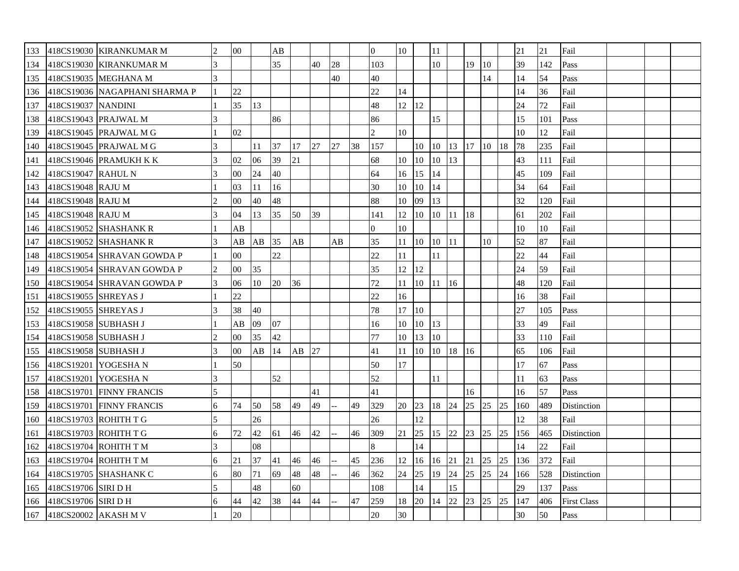| | | | | | | | | | | | | | | | | | | | | | | | | |
|---|---|---|---|---|---|---|---|---|---|---|---|---|---|---|---|---|---|---|---|---|---|---|---|---|
| 133 | 418CS19030 | KIRANKUMAR M | 2 | 00 | | AB | | | | | 0 | 10 | | 11 | | | | | 21 | 21 | Fail | | | |
| 134 | 418CS19030 | KIRANKUMAR M | 3 | | | 35 | | 40 | 28 | | 103 | | | 10 | | 19 | 10 | | 39 | 142 | Pass | | | |
| 135 | 418CS19035 | MEGHANA M | 3 | | | | | | 40 | | 40 | | | | | | 14 | | 14 | 54 | Pass | | | |
| 136 | 418CS19036 | NAGAPHANI SHARMA P | 1 | 22 | | | | | | | 22 | 14 | | | | | | | 14 | 36 | Fail | | | |
| 137 | 418CS19037 | NANDINI | 1 | 35 | 13 | | | | | | 48 | 12 | 12 | | | | | | 24 | 72 | Fail | | | |
| 138 | 418CS19043 | PRAJWAL M | 3 | | | 86 | | | | | 86 | | | 15 | | | | | 15 | 101 | Pass | | | |
| 139 | 418CS19045 | PRAJWAL M G | 1 | 02 | | | | | | | 2 | 10 | | | | | | | 10 | 12 | Fail | | | |
| 140 | 418CS19045 | PRAJWAL M G | 3 | | 11 | 37 | 17 | 27 | 27 | 38 | 157 | | 10 | 10 | 13 | 17 | 10 | 18 | 78 | 235 | Fail | | | |
| 141 | 418CS19046 | PRAMUKH K K | 3 | 02 | 06 | 39 | 21 | | | | 68 | 10 | 10 | 10 | 13 | | | | 43 | 111 | Fail | | | |
| 142 | 418CS19047 | RAHUL N | 3 | 00 | 24 | 40 | | | | | 64 | 16 | 15 | 14 | | | | | 45 | 109 | Fail | | | |
| 143 | 418CS19048 | RAJU M | 1 | 03 | 11 | 16 | | | | | 30 | 10 | 10 | 14 | | | | | 34 | 64 | Fail | | | |
| 144 | 418CS19048 | RAJU M | 2 | 00 | 40 | 48 | | | | | 88 | 10 | 09 | 13 | | | | | 32 | 120 | Fail | | | |
| 145 | 418CS19048 | RAJU M | 3 | 04 | 13 | 35 | 50 | 39 | | | 141 | 12 | 10 | 10 | 11 | 18 | | | 61 | 202 | Fail | | | |
| 146 | 418CS19052 | SHASHANK R | 1 | AB | | | | | | | 0 | 10 | | | | | | | 10 | 10 | Fail | | | |
| 147 | 418CS19052 | SHASHANK R | 3 | AB | AB | 35 | AB | | AB | | 35 | 11 | 10 | 10 | 11 | | 10 | | 52 | 87 | Fail | | | |
| 148 | 418CS19054 | SHRAVAN GOWDA P | 1 | 00 | | 22 | | | | | 22 | 11 | | 11 | | | | | 22 | 44 | Fail | | | |
| 149 | 418CS19054 | SHRAVAN GOWDA P | 2 | 00 | 35 | | | | | | 35 | 12 | 12 | | | | | | 24 | 59 | Fail | | | |
| 150 | 418CS19054 | SHRAVAN GOWDA P | 3 | 06 | 10 | 20 | 36 | | | | 72 | 11 | 10 | 11 | 16 | | | | 48 | 120 | Fail | | | |
| 151 | 418CS19055 | SHREYAS J | 1 | 22 | | | | | | | 22 | 16 | | | | | | | 16 | 38 | Fail | | | |
| 152 | 418CS19055 | SHREYAS J | 3 | 38 | 40 | | | | | | 78 | 17 | 10 | | | | | | 27 | 105 | Pass | | | |
| 153 | 418CS19058 | SUBHASH J | 1 | AB | 09 | 07 | | | | | 16 | 10 | 10 | 13 | | | | | 33 | 49 | Fail | | | |
| 154 | 418CS19058 | SUBHASH J | 2 | 00 | 35 | 42 | | | | | 77 | 10 | 13 | 10 | | | | | 33 | 110 | Fail | | | |
| 155 | 418CS19058 | SUBHASH J | 3 | 00 | AB | 14 | AB | 27 | | | 41 | 11 | 10 | 10 | 18 | 16 | | | 65 | 106 | Fail | | | |
| 156 | 418CS19201 | YOGESHA N | 1 | 50 | | | | | | | 50 | 17 | | | | | | | 17 | 67 | Pass | | | |
| 157 | 418CS19201 | YOGESHA N | 3 | | | 52 | | | | | 52 | | | 11 | | | | | 11 | 63 | Pass | | | |
| 158 | 418CS19701 | FINNY FRANCIS | 5 | | | | | 41 | | | 41 | | | | | 16 | | | 16 | 57 | Pass | | | |
| 159 | 418CS19701 | FINNY FRANCIS | 6 | 74 | 50 | 58 | 49 | 49 | -- | 49 | 329 | 20 | 23 | 18 | 24 | 25 | 25 | 25 | 160 | 489 | Distinction | | | |
| 160 | 418CS19703 | ROHITH T G | 5 | | 26 | | | | | | 26 | | 12 | | | | | | 12 | 38 | Fail | | | |
| 161 | 418CS19703 | ROHITH T G | 6 | 72 | 42 | 61 | 46 | 42 | -- | 46 | 309 | 21 | 25 | 15 | 22 | 23 | 25 | 25 | 156 | 465 | Distinction | | | |
| 162 | 418CS19704 | ROHITH T M | 3 | | 08 | | | | | | 8 | | 14 | | | | | | 14 | 22 | Fail | | | |
| 163 | 418CS19704 | ROHITH T M | 6 | 21 | 37 | 41 | 46 | 46 | -- | 45 | 236 | 12 | 16 | 16 | 21 | 21 | 25 | 25 | 136 | 372 | Fail | | | |
| 164 | 418CS19705 | SHASHANK C | 6 | 80 | 71 | 69 | 48 | 48 | -- | 46 | 362 | 24 | 25 | 19 | 24 | 25 | 25 | 24 | 166 | 528 | Distinction | | | |
| 165 | 418CS19706 | SIRI D H | 5 | | 48 | | 60 | | | | 108 | | 14 | | 15 | | | | 29 | 137 | Pass | | | |
| 166 | 418CS19706 | SIRI D H | 6 | 44 | 42 | 38 | 44 | 44 | -- | 47 | 259 | 18 | 20 | 14 | 22 | 23 | 25 | 25 | 147 | 406 | First Class | | | |
| 167 | 418CS20002 | AKASH M V | 1 | 20 | | | | | | | 20 | 30 | | | | | | | 30 | 50 | Pass | | | |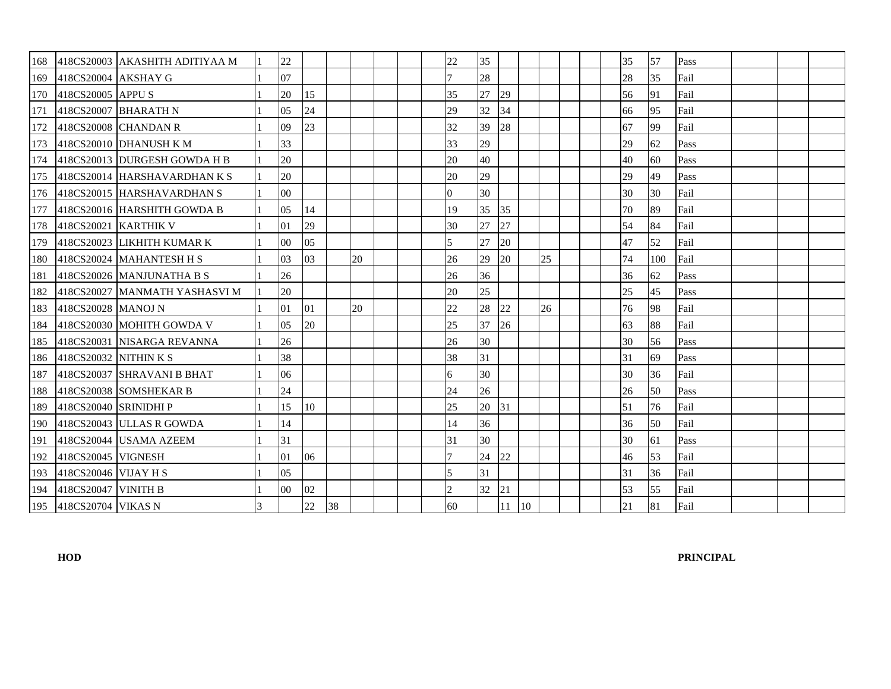| | | | | | | | | | | | | | | | | | | | | | | | | |
|---|---|---|---|---|---|---|---|---|---|---|---|---|---|---|---|---|---|---|---|---|---|---|---|---|
| 168 | 418CS20003 | AKASHITH ADITIYAA M | 1 | 22 | | | | | | | 22 | 35 | | | | | | | 35 | 57 | Pass | | | |
| 169 | 418CS20004 | AKSHAY G | 1 | 07 | | | | | | | 7 | 28 | | | | | | | 28 | 35 | Fail | | | |
| 170 | 418CS20005 | APPU S | 1 | 20 | 15 | | | | | | 35 | 27 | 29 | | | | | | 56 | 91 | Fail | | | |
| 171 | 418CS20007 | BHARATH N | 1 | 05 | 24 | | | | | | 29 | 32 | 34 | | | | | | 66 | 95 | Fail | | | |
| 172 | 418CS20008 | CHANDAN R | 1 | 09 | 23 | | | | | | 32 | 39 | 28 | | | | | | 67 | 99 | Fail | | | |
| 173 | 418CS20010 | DHANUSH K M | 1 | 33 | | | | | | | 33 | 29 | | | | | | | 29 | 62 | Pass | | | |
| 174 | 418CS20013 | DURGESH GOWDA H B | 1 | 20 | | | | | | | 20 | 40 | | | | | | | 40 | 60 | Pass | | | |
| 175 | 418CS20014 | HARSHAVARDHAN K S | 1 | 20 | | | | | | | 20 | 29 | | | | | | | 29 | 49 | Pass | | | |
| 176 | 418CS20015 | HARSHAVARDHAN S | 1 | 00 | | | | | | | 0 | 30 | | | | | | | 30 | 30 | Fail | | | |
| 177 | 418CS20016 | HARSHITH GOWDA B | 1 | 05 | 14 | | | | | | 19 | 35 | 35 | | | | | | 70 | 89 | Fail | | | |
| 178 | 418CS20021 | KARTHIK V | 1 | 01 | 29 | | | | | | 30 | 27 | 27 | | | | | | 54 | 84 | Fail | | | |
| 179 | 418CS20023 | LIKHITH KUMAR K | 1 | 00 | 05 | | | | | | 5 | 27 | 20 | | | | | | 47 | 52 | Fail | | | |
| 180 | 418CS20024 | MAHANTESH H S | 1 | 03 | 03 | | 20 | | | | 26 | 29 | 20 | | 25 | | | | 74 | 100 | Fail | | | |
| 181 | 418CS20026 | MANJUNATHA B S | 1 | 26 | | | | | | | 26 | 36 | | | | | | | 36 | 62 | Pass | | | |
| 182 | 418CS20027 | MANMATH YASHASVI M | 1 | 20 | | | | | | | 20 | 25 | | | | | | | 25 | 45 | Pass | | | |
| 183 | 418CS20028 | MANOJ N | 1 | 01 | 01 | | 20 | | | | 22 | 28 | 22 | | 26 | | | | 76 | 98 | Fail | | | |
| 184 | 418CS20030 | MOHITH GOWDA V | 1 | 05 | 20 | | | | | | 25 | 37 | 26 | | | | | | 63 | 88 | Fail | | | |
| 185 | 418CS20031 | NISARGA REVANNA | 1 | 26 | | | | | | | 26 | 30 | | | | | | | 30 | 56 | Pass | | | |
| 186 | 418CS20032 | NITHIN K S | 1 | 38 | | | | | | | 38 | 31 | | | | | | | 31 | 69 | Pass | | | |
| 187 | 418CS20037 | SHRAVANI B BHAT | 1 | 06 | | | | | | | 6 | 30 | | | | | | | 30 | 36 | Fail | | | |
| 188 | 418CS20038 | SOMSHEKAR B | 1 | 24 | | | | | | | 24 | 26 | | | | | | | 26 | 50 | Pass | | | |
| 189 | 418CS20040 | SRINIDHI P | 1 | 15 | 10 | | | | | | 25 | 20 | 31 | | | | | | 51 | 76 | Fail | | | |
| 190 | 418CS20043 | ULLAS R GOWDA | 1 | 14 | | | | | | | 14 | 36 | | | | | | | 36 | 50 | Fail | | | |
| 191 | 418CS20044 | USAMA AZEEM | 1 | 31 | | | | | | | 31 | 30 | | | | | | | 30 | 61 | Pass | | | |
| 192 | 418CS20045 | VIGNESH | 1 | 01 | 06 | | | | | | 7 | 24 | 22 | | | | | | 46 | 53 | Fail | | | |
| 193 | 418CS20046 | VIJAY H S | 1 | 05 | | | | | | | 5 | 31 | | | | | | | 31 | 36 | Fail | | | |
| 194 | 418CS20047 | VINITH B | 1 | 00 | 02 | | | | | | 2 | 32 | 21 | | | | | | 53 | 55 | Fail | | | |
| 195 | 418CS20704 | VIKAS N | 3 | | 22 | 38 | | | | | 60 | | 11 | 10 | | | | | 21 | 81 | Fail | | | |

**HOD**

**PRINCIPAL**